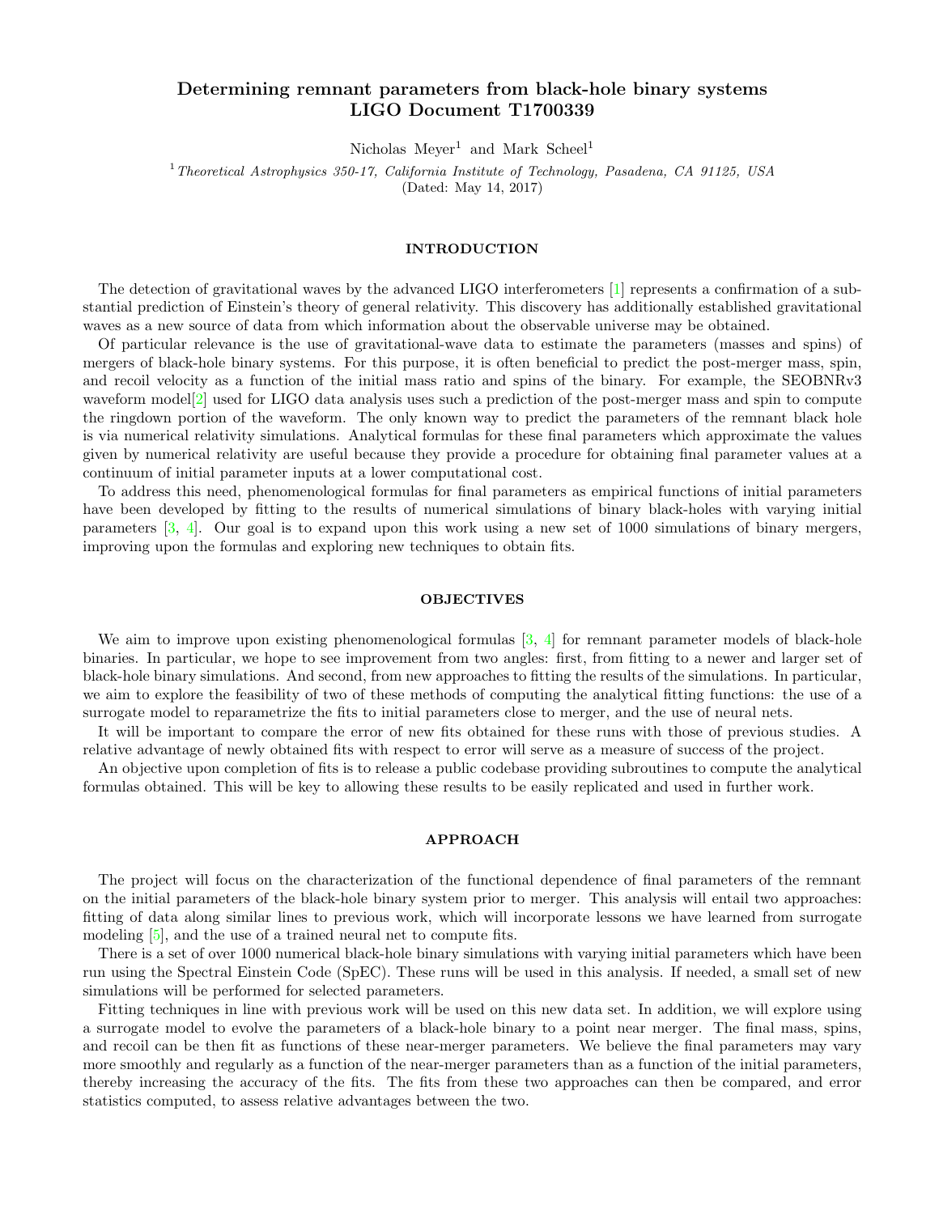# Determining remnant parameters from black-hole binary systems LIGO Document T1700339

Nicholas Meyer[1] and Mark Scheel[1]

[1] *Theoretical Astrophysics 350-17, California Institute of Technology, Pasadena, CA 91125, USA*
(Dated: May 14, 2017)

## INTRODUCTION

The detection of gravitational waves by the advanced LIGO interferometers [1] represents a confirmation of a substantial prediction of Einstein's theory of general relativity. This discovery has additionally established gravitational waves as a new source of data from which information about the observable universe may be obtained.

Of particular relevance is the use of gravitational-wave data to estimate the parameters (masses and spins) of mergers of black-hole binary systems. For this purpose, it is often beneficial to predict the post-merger mass, spin, and recoil velocity as a function of the initial mass ratio and spins of the binary. For example, the SEOBNRv3 waveform model[2] used for LIGO data analysis uses such a prediction of the post-merger mass and spin to compute the ringdown portion of the waveform. The only known way to predict the parameters of the remnant black hole is via numerical relativity simulations. Analytical formulas for these final parameters which approximate the values given by numerical relativity are useful because they provide a procedure for obtaining final parameter values at a continuum of initial parameter inputs at a lower computational cost.

To address this need, phenomenological formulas for final parameters as empirical functions of initial parameters have been developed by fitting to the results of numerical simulations of binary black-holes with varying initial parameters [3, 4]. Our goal is to expand upon this work using a new set of 1000 simulations of binary mergers, improving upon the formulas and exploring new techniques to obtain fits.

## OBJECTIVES

We aim to improve upon existing phenomenological formulas [3, 4] for remnant parameter models of black-hole binaries. In particular, we hope to see improvement from two angles: first, from fitting to a newer and larger set of black-hole binary simulations. And second, from new approaches to fitting the results of the simulations. In particular, we aim to explore the feasibility of two of these methods of computing the analytical fitting functions: the use of a surrogate model to reparametrize the fits to initial parameters close to merger, and the use of neural nets.

It will be important to compare the error of new fits obtained for these runs with those of previous studies. A relative advantage of newly obtained fits with respect to error will serve as a measure of success of the project.

An objective upon completion of fits is to release a public codebase providing subroutines to compute the analytical formulas obtained. This will be key to allowing these results to be easily replicated and used in further work.

## APPROACH

The project will focus on the characterization of the functional dependence of final parameters of the remnant on the initial parameters of the black-hole binary system prior to merger. This analysis will entail two approaches: fitting of data along similar lines to previous work, which will incorporate lessons we have learned from surrogate modeling [5], and the use of a trained neural net to compute fits.

There is a set of over 1000 numerical black-hole binary simulations with varying initial parameters which have been run using the Spectral Einstein Code (SpEC). These runs will be used in this analysis. If needed, a small set of new simulations will be performed for selected parameters.

Fitting techniques in line with previous work will be used on this new data set. In addition, we will explore using a surrogate model to evolve the parameters of a black-hole binary to a point near merger. The final mass, spins, and recoil can be then fit as functions of these near-merger parameters. We believe the final parameters may vary more smoothly and regularly as a function of the near-merger parameters than as a function of the initial parameters, thereby increasing the accuracy of the fits. The fits from these two approaches can then be compared, and error statistics computed, to assess relative advantages between the two.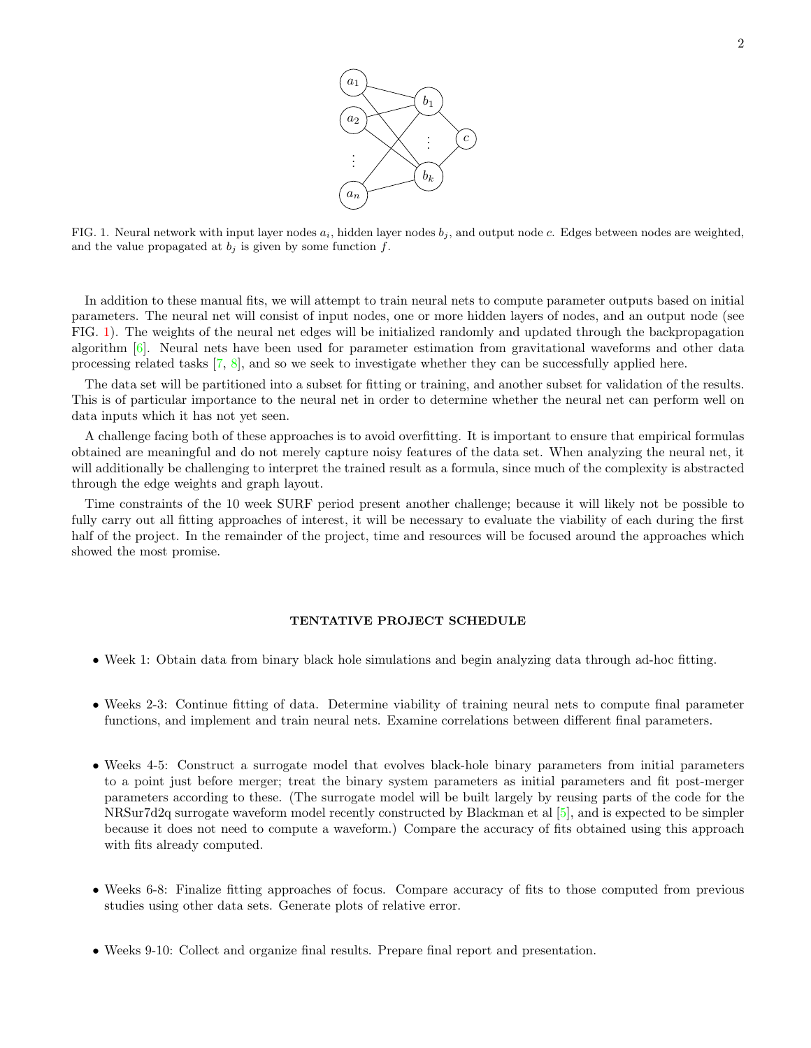FIG. 1. Neural network with input layer nodes $a_i$, hidden layer nodes $b_j$, and output node $c$. Edges between nodes are weighted, and the value propagated at $b_j$ is given by some function $f$.

In addition to these manual fits, we will attempt to train neural nets to compute parameter outputs based on initial parameters. The neural net will consist of input nodes, one or more hidden layers of nodes, and an output node (see FIG. 1). The weights of the neural net edges will be initialized randomly and updated through the backpropagation algorithm [6]. Neural nets have been used for parameter estimation from gravitational waveforms and other data processing related tasks [7, 8], and so we seek to investigate whether they can be successfully applied here.

The data set will be partitioned into a subset for fitting or training, and another subset for validation of the results. This is of particular importance to the neural net in order to determine whether the neural net can perform well on data inputs which it has not yet seen.

A challenge facing both of these approaches is to avoid overfitting. It is important to ensure that empirical formulas obtained are meaningful and do not merely capture noisy features of the data set. When analyzing the neural net, it will additionally be challenging to interpret the trained result as a formula, since much of the complexity is abstracted through the edge weights and graph layout.

Time constraints of the 10 week SURF period present another challenge; because it will likely not be possible to fully carry out all fitting approaches of interest, it will be necessary to evaluate the viability of each during the first half of the project. In the remainder of the project, time and resources will be focused around the approaches which showed the most promise.

## TENTATIVE PROJECT SCHEDULE

- Week 1: Obtain data from binary black hole simulations and begin analyzing data through ad-hoc fitting.

- Weeks 2-3: Continue fitting of data. Determine viability of training neural nets to compute final parameter functions, and implement and train neural nets. Examine correlations between different final parameters.

- Weeks 4-5: Construct a surrogate model that evolves black-hole binary parameters from initial parameters to a point just before merger; treat the binary system parameters as initial parameters and fit post-merger parameters according to these. (The surrogate model will be built largely by reusing parts of the code for the NRSur7d2q surrogate waveform model recently constructed by Blackman et al [5], and is expected to be simpler because it does not need to compute a waveform.) Compare the accuracy of fits obtained using this approach with fits already computed.

- Weeks 6-8: Finalize fitting approaches of focus. Compare accuracy of fits to those computed from previous studies using other data sets. Generate plots of relative error.

- Weeks 9-10: Collect and organize final results. Prepare final report and presentation.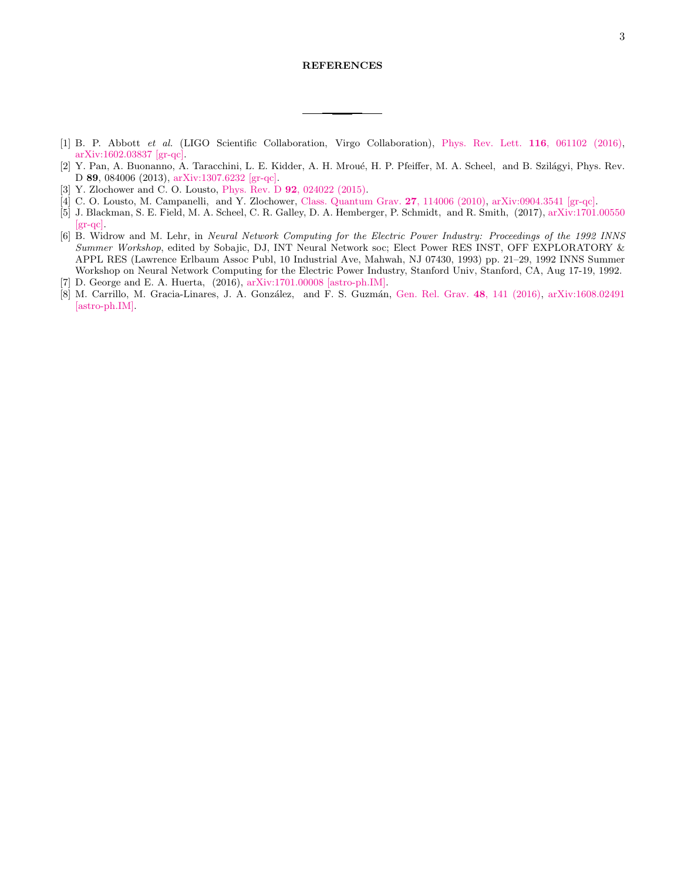# REFERENCES

---

[1] B. P. Abbott *et al.* (LIGO Scientific Collaboration, Virgo Collaboration), Phys. Rev. Lett. **116**, 061102 (2016), arXiv:1602.03837 [gr-qc].

[2] Y. Pan, A. Buonanno, A. Taracchini, L. E. Kidder, A. H. Mroué, H. P. Pfeiffer, M. A. Scheel, and B. Szilágyi, Phys. Rev. D **89**, 084006 (2013), arXiv:1307.6232 [gr-qc].

[3] Y. Zlochower and C. O. Lousto, Phys. Rev. D **92**, 024022 (2015).

[4] C. O. Lousto, M. Campanelli, and Y. Zlochower, Class. Quantum Grav. **27**, 114006 (2010), arXiv:0904.3541 [gr-qc].

[5] J. Blackman, S. E. Field, M. A. Scheel, C. R. Galley, D. A. Hemberger, P. Schmidt, and R. Smith, (2017), arXiv:1701.00550 [gr-qc].

[6] B. Widrow and M. Lehr, in *Neural Network Computing for the Electric Power Industry: Proceedings of the 1992 INNS Summer Workshop*, edited by Sobajic, DJ, INT Neural Network soc; Elect Power RES INST, OFF EXPLORATORY & APPL RES (Lawrence Erlbaum Assoc Publ, 10 Industrial Ave, Mahwah, NJ 07430, 1993) pp. 21–29, 1992 INNS Summer Workshop on Neural Network Computing for the Electric Power Industry, Stanford Univ, Stanford, CA, Aug 17-19, 1992.

[7] D. George and E. A. Huerta, (2016), arXiv:1701.00008 [astro-ph.IM].

[8] M. Carrillo, M. Gracia-Linares, J. A. González, and F. S. Guzmán, Gen. Rel. Grav. **48**, 141 (2016), arXiv:1608.02491 [astro-ph.IM].